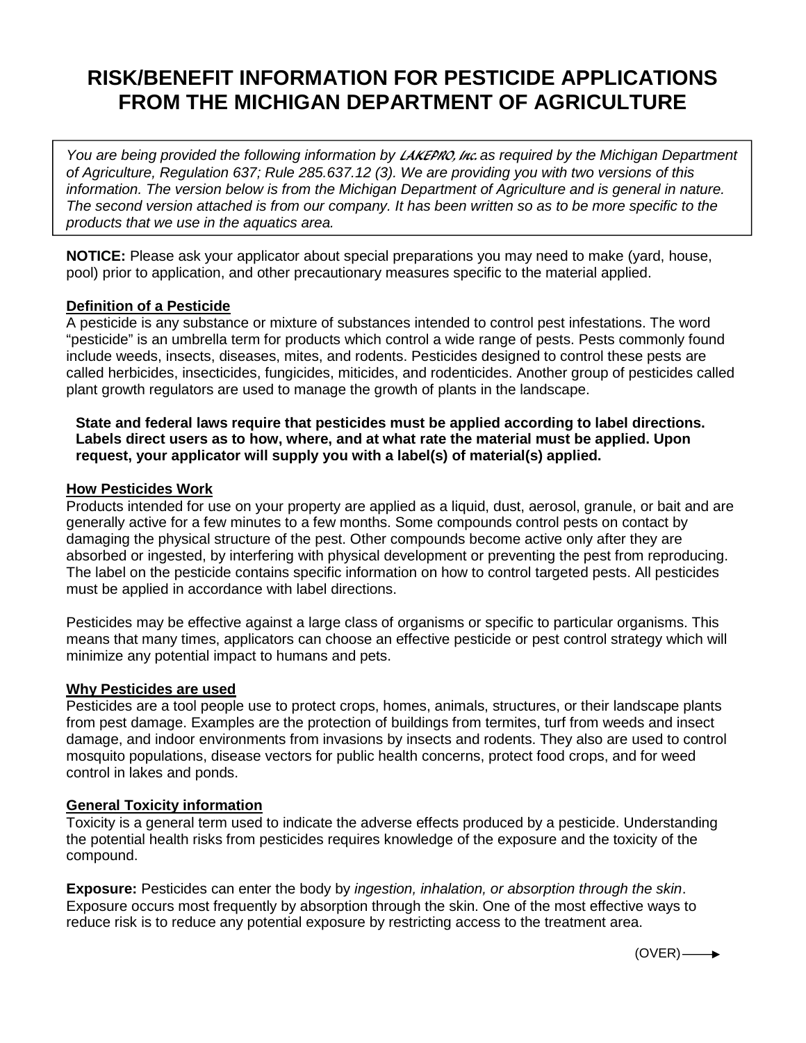# RISK/BENEFIT INFORMATION FOR PESTICIDE APPLICATIONS FROM THE MICHIGAN DEPARTMENT OF AGRICULTURE

*You are being provided the following information by LAKEPRO, Inc. as required by the Michigan Department of Agriculture, Regulation 637; Rule 285.637.12 (3). We are providing you with two versions of this information. The version below is from the Michigan Department of Agriculture and is general in nature. The second version attached is from our company. It has been written so as to be more specific to the products that we use in the aquatics area.*

**NOTICE:** Please ask your applicator about special preparations you may need to make (yard, house, pool) prior to application, and other precautionary measures specific to the material applied.

## Definition of a Pesticide

A pesticide is any substance or mixture of substances intended to control pest infestations. The word "pesticide" is an umbrella term for products which control a wide range of pests. Pests commonly found include weeds, insects, diseases, mites, and rodents. Pesticides designed to control these pests are called herbicides, insecticides, fungicides, miticides, and rodenticides. Another group of pesticides called plant growth regulators are used to manage the growth of plants in the landscape.

**State and federal laws require that pesticides must be applied according to label directions. Labels direct users as to how, where, and at what rate the material must be applied. Upon request, your applicator will supply you with a label(s) of material(s) applied.**

## How Pesticides Work

Products intended for use on your property are applied as a liquid, dust, aerosol, granule, or bait and are generally active for a few minutes to a few months. Some compounds control pests on contact by damaging the physical structure of the pest. Other compounds become active only after they are absorbed or ingested, by interfering with physical development or preventing the pest from reproducing. The label on the pesticide contains specific information on how to control targeted pests. All pesticides must be applied in accordance with label directions.

Pesticides may be effective against a large class of organisms or specific to particular organisms. This means that many times, applicators can choose an effective pesticide or pest control strategy which will minimize any potential impact to humans and pets.

## Why Pesticides are used

Pesticides are a tool people use to protect crops, homes, animals, structures, or their landscape plants from pest damage. Examples are the protection of buildings from termites, turf from weeds and insect damage, and indoor environments from invasions by insects and rodents. They also are used to control mosquito populations, disease vectors for public health concerns, protect food crops, and for weed control in lakes and ponds.

## General Toxicity information

Toxicity is a general term used to indicate the adverse effects produced by a pesticide. Understanding the potential health risks from pesticides requires knowledge of the exposure and the toxicity of the compound.

**Exposure:** Pesticides can enter the body by *ingestion, inhalation, or absorption through the skin*. Exposure occurs most frequently by absorption through the skin. One of the most effective ways to reduce risk is to reduce any potential exposure by restricting access to the treatment area.

(OVER) →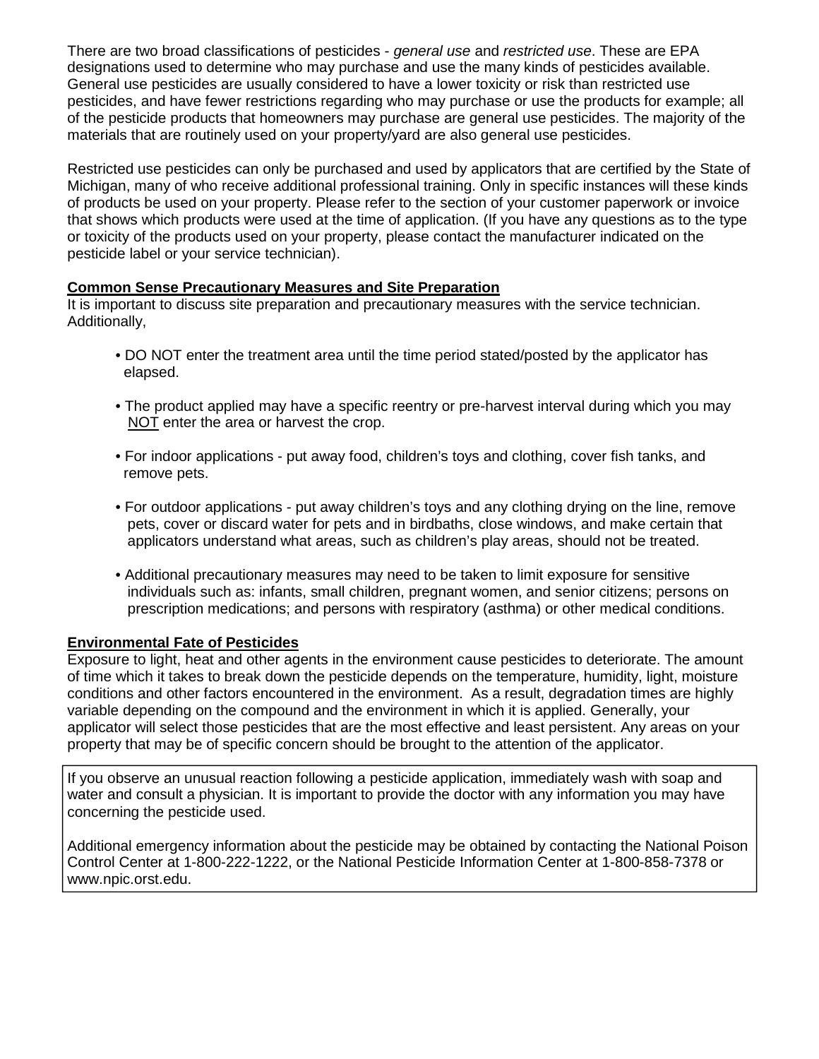There are two broad classifications of pesticides - *general use* and *restricted use*. These are EPA designations used to determine who may purchase and use the many kinds of pesticides available. General use pesticides are usually considered to have a lower toxicity or risk than restricted use pesticides, and have fewer restrictions regarding who may purchase or use the products for example; all of the pesticide products that homeowners may purchase are general use pesticides. The majority of the materials that are routinely used on your property/yard are also general use pesticides.

Restricted use pesticides can only be purchased and used by applicators that are certified by the State of Michigan, many of who receive additional professional training. Only in specific instances will these kinds of products be used on your property. Please refer to the section of your customer paperwork or invoice that shows which products were used at the time of application. (If you have any questions as to the type or toxicity of the products used on your property, please contact the manufacturer indicated on the pesticide label or your service technician).

**Common Sense Precautionary Measures and Site Preparation**

It is important to discuss site preparation and precautionary measures with the service technician. Additionally,

- DO NOT enter the treatment area until the time period stated/posted by the applicator has elapsed.
- The product applied may have a specific reentry or pre-harvest interval during which you may NOT enter the area or harvest the crop.
- For indoor applications - put away food, children's toys and clothing, cover fish tanks, and remove pets.
- For outdoor applications - put away children's toys and any clothing drying on the line, remove pets, cover or discard water for pets and in birdbaths, close windows, and make certain that applicators understand what areas, such as children's play areas, should not be treated.
- Additional precautionary measures may need to be taken to limit exposure for sensitive individuals such as: infants, small children, pregnant women, and senior citizens; persons on prescription medications; and persons with respiratory (asthma) or other medical conditions.

**Environmental Fate of Pesticides**

Exposure to light, heat and other agents in the environment cause pesticides to deteriorate. The amount of time which it takes to break down the pesticide depends on the temperature, humidity, light, moisture conditions and other factors encountered in the environment. As a result, degradation times are highly variable depending on the compound and the environment in which it is applied. Generally, your applicator will select those pesticides that are the most effective and least persistent. Any areas on your property that may be of specific concern should be brought to the attention of the applicator.

If you observe an unusual reaction following a pesticide application, immediately wash with soap and water and consult a physician. It is important to provide the doctor with any information you may have concerning the pesticide used.

Additional emergency information about the pesticide may be obtained by contacting the National Poison Control Center at 1-800-222-1222, or the National Pesticide Information Center at 1-800-858-7378 or www.npic.orst.edu.